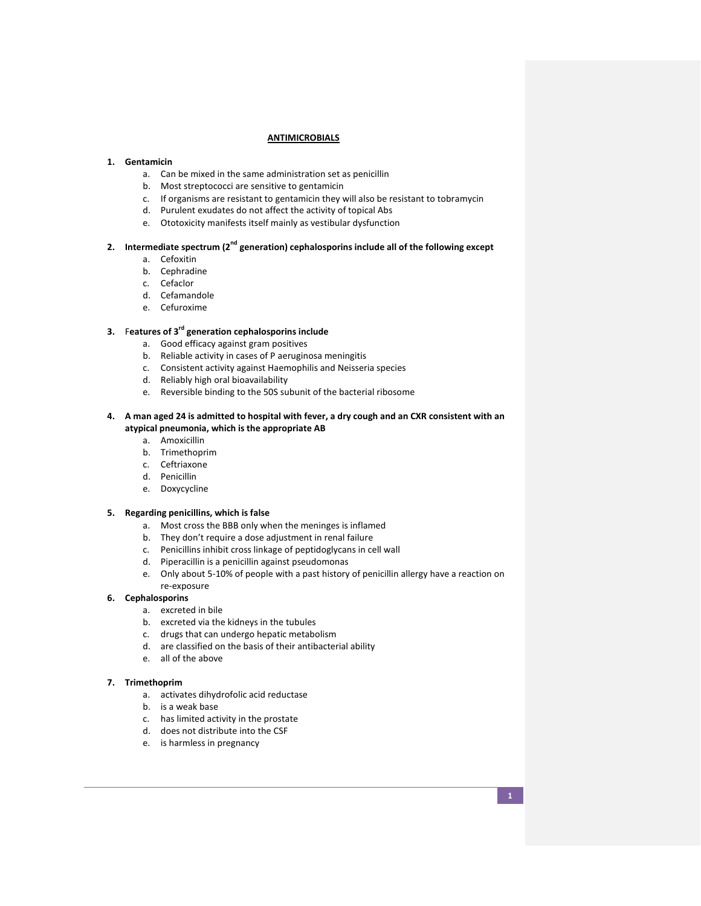# ANTIMICROBIALS

1. **Gentamicin**
   a. Can be mixed in the same administration set as penicillin
   b. Most streptococci are sensitive to gentamicin
   c. If organisms are resistant to gentamicin they will also be resistant to tobramycin
   d. Purulent exudates do not affect the activity of topical Abs
   e. Ototoxicity manifests itself mainly as vestibular dysfunction

2. **Intermediate spectrum (2nd generation) cephalosporins include all of the following except**
   a. Cefoxitin
   b. Cephradine
   c. Cefaclor
   d. Cefamandole
   e. Cefuroxime

3. **Features of 3rd generation cephalosporins include**
   a. Good efficacy against gram positives
   b. Reliable activity in cases of P aeruginosa meningitis
   c. Consistent activity against Haemophilis and Neisseria species
   d. Reliably high oral bioavailability
   e. Reversible binding to the 50S subunit of the bacterial ribosome

4. **A man aged 24 is admitted to hospital with fever, a dry cough and an CXR consistent with an atypical pneumonia, which is the appropriate AB**
   a. Amoxicillin
   b. Trimethoprim
   c. Ceftriaxone
   d. Penicillin
   e. Doxycycline

5. **Regarding penicillins, which is false**
   a. Most cross the BBB only when the meninges is inflamed
   b. They don't require a dose adjustment in renal failure
   c. Penicillins inhibit cross linkage of peptidoglycans in cell wall
   d. Piperacillin is a penicillin against pseudomonas
   e. Only about 5-10% of people with a past history of penicillin allergy have a reaction on re-exposure

6. **Cephalosporins**
   a. excreted in bile
   b. excreted via the kidneys in the tubules
   c. drugs that can undergo hepatic metabolism
   d. are classified on the basis of their antibacterial ability
   e. all of the above

7. **Trimethoprim**
   a. activates dihydrofolic acid reductase
   b. is a weak base
   c. has limited activity in the prostate
   d. does not distribute into the CSF
   e. is harmless in pregnancy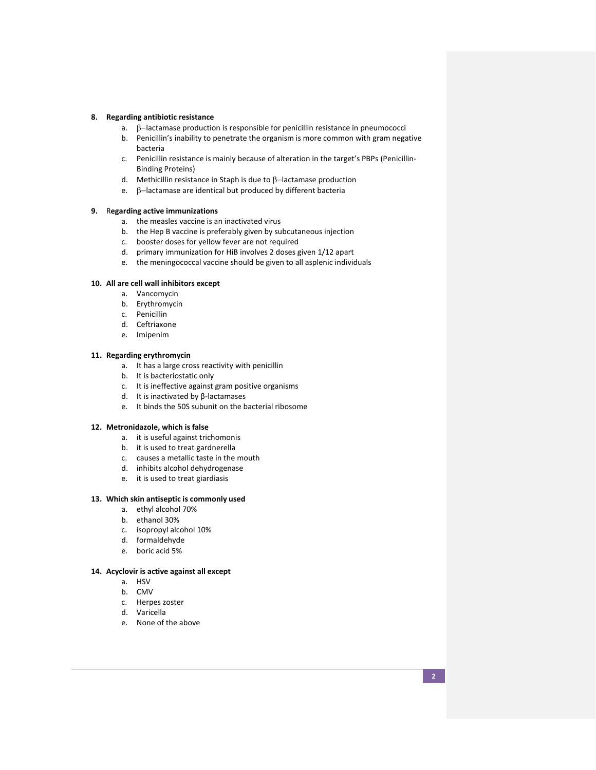**8. Regarding antibiotic resistance**

a. β–lactamase production is responsible for penicillin resistance in pneumococci
b. Penicillin's inability to penetrate the organism is more common with gram negative bacteria
c. Penicillin resistance is mainly because of alteration in the target's PBPs (Penicillin-Binding Proteins)
d. Methicillin resistance in Staph is due to β–lactamase production
e. β–lactamase are identical but produced by different bacteria

**9. Regarding active immunizations**

a. the measles vaccine is an inactivated virus
b. the Hep B vaccine is preferably given by subcutaneous injection
c. booster doses for yellow fever are not required
d. primary immunization for HiB involves 2 doses given 1/12 apart
e. the meningococcal vaccine should be given to all asplenic individuals

**10. All are cell wall inhibitors except**

a. Vancomycin
b. Erythromycin
c. Penicillin
d. Ceftriaxone
e. Imipenim

**11. Regarding erythromycin**

a. It has a large cross reactivity with penicillin
b. It is bacteriostatic only
c. It is ineffective against gram positive organisms
d. It is inactivated by β-lactamases
e. It binds the 50S subunit on the bacterial ribosome

**12. Metronidazole, which is false**

a. it is useful against trichomonis
b. it is used to treat gardnerella
c. causes a metallic taste in the mouth
d. inhibits alcohol dehydrogenase
e. it is used to treat giardiasis

**13. Which skin antiseptic is commonly used**

a. ethyl alcohol 70%
b. ethanol 30%
c. isopropyl alcohol 10%
d. formaldehyde
e. boric acid 5%

**14. Acyclovir is active against all except**

a. HSV
b. CMV
c. Herpes zoster
d. Varicella
e. None of the above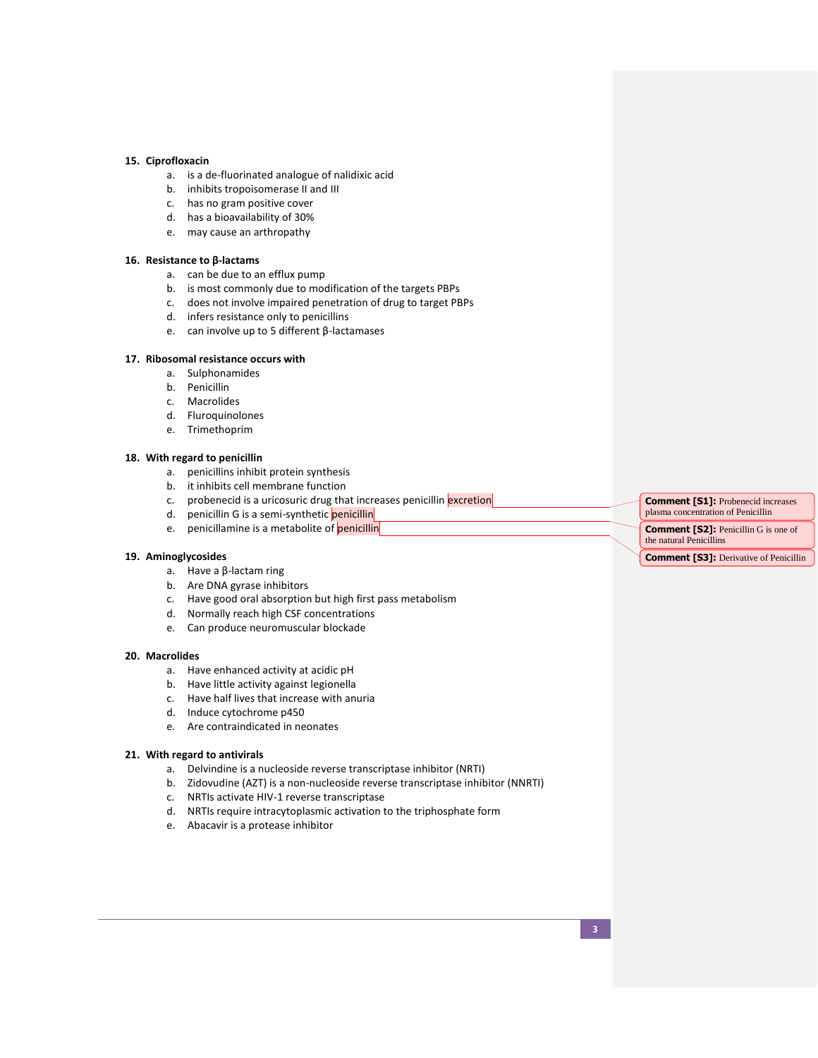**15. Ciprofloxacin**

a. is a de-fluorinated analogue of nalidixic acid
b. inhibits tropoisomerase II and III
c. has no gram positive cover
d. has a bioavailability of 30%
e. may cause an arthropathy

**16. Resistance to β-lactams**

a. can be due to an efflux pump
b. is most commonly due to modification of the targets PBPs
c. does not involve impaired penetration of drug to target PBPs
d. infers resistance only to penicillins
e. can involve up to 5 different β-lactamases

**17. Ribosomal resistance occurs with**

a. Sulphonamides
b. Penicillin
c. Macrolides
d. Fluroquinolones
e. Trimethoprim

**18. With regard to penicillin**

a. penicillins inhibit protein synthesis
b. it inhibits cell membrane function
c. probenecid is a uricosuric drug that increases penicillin excretion
d. penicillin G is a semi-synthetic penicillin
e. penicillamine is a metabolite of penicillin

**Comment [S1]:** Probenecid increases plasma concentration of Penicillin

**Comment [S2]:** Penicillin G is one of the natural Penicillins

**Comment [S3]:** Derivative of Penicillin

**19. Aminoglycosides**

a. Have a β-lactam ring
b. Are DNA gyrase inhibitors
c. Have good oral absorption but high first pass metabolism
d. Normally reach high CSF concentrations
e. Can produce neuromuscular blockade

**20. Macrolides**

a. Have enhanced activity at acidic pH
b. Have little activity against legionella
c. Have half lives that increase with anuria
d. Induce cytochrome p450
e. Are contraindicated in neonates

**21. With regard to antivirals**

a. Delvindine is a nucleoside reverse transcriptase inhibitor (NRTI)
b. Zidovudine (AZT) is a non-nucleoside reverse transcriptase inhibitor (NNRTI)
c. NRTIs activate HIV-1 reverse transcriptase
d. NRTIs require intracytoplasmic activation to the triphosphate form
e. Abacavir is a protease inhibitor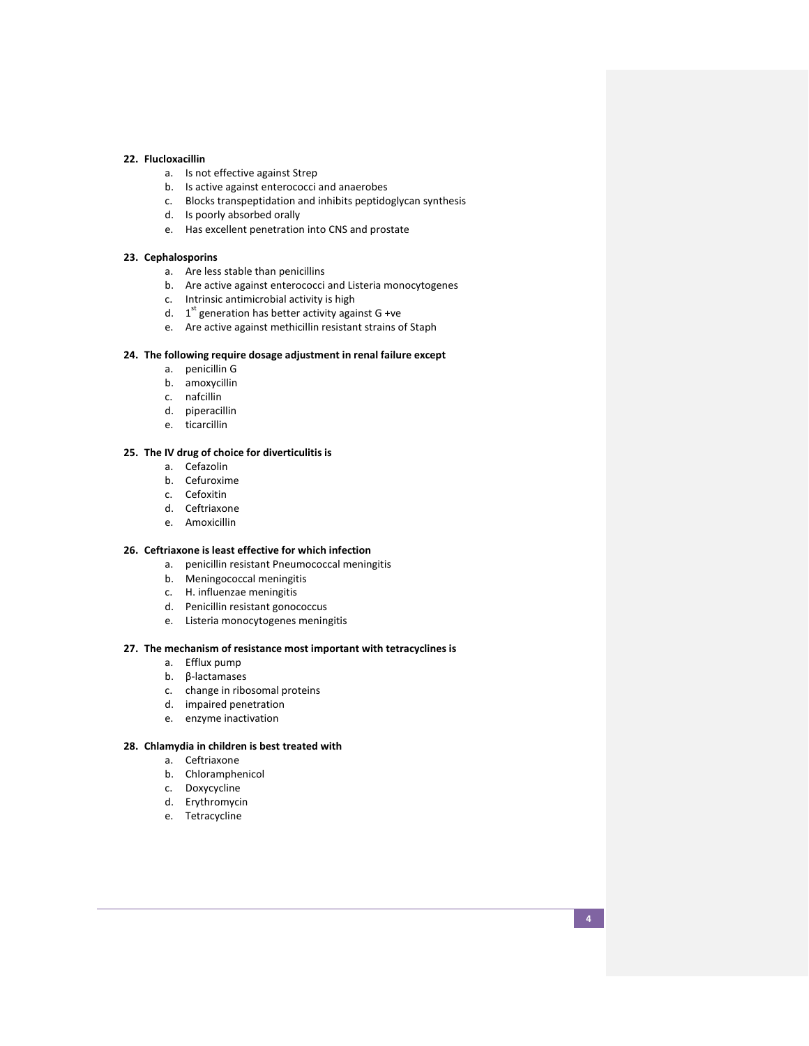**22. Flucloxacillin**

a. Is not effective against Strep
b. Is active against enterococci and anaerobes
c. Blocks transpeptidation and inhibits peptidoglycan synthesis
d. Is poorly absorbed orally
e. Has excellent penetration into CNS and prostate

**23. Cephalosporins**

a. Are less stable than penicillins
b. Are active against enterococci and Listeria monocytogenes
c. Intrinsic antimicrobial activity is high
d. $1^{st}$ generation has better activity against G +ve
e. Are active against methicillin resistant strains of Staph

**24. The following require dosage adjustment in renal failure except**

a. penicillin G
b. amoxycillin
c. nafcillin
d. piperacillin
e. ticarcillin

**25. The IV drug of choice for diverticulitis is**

a. Cefazolin
b. Cefuroxime
c. Cefoxitin
d. Ceftriaxone
e. Amoxicillin

**26. Ceftriaxone is least effective for which infection**

a. penicillin resistant Pneumococcal meningitis
b. Meningococcal meningitis
c. H. influenzae meningitis
d. Penicillin resistant gonococcus
e. Listeria monocytogenes meningitis

**27. The mechanism of resistance most important with tetracyclines is**

a. Efflux pump
b. β-lactamases
c. change in ribosomal proteins
d. impaired penetration
e. enzyme inactivation

**28. Chlamydia in children is best treated with**

a. Ceftriaxone
b. Chloramphenicol
c. Doxycycline
d. Erythromycin
e. Tetracycline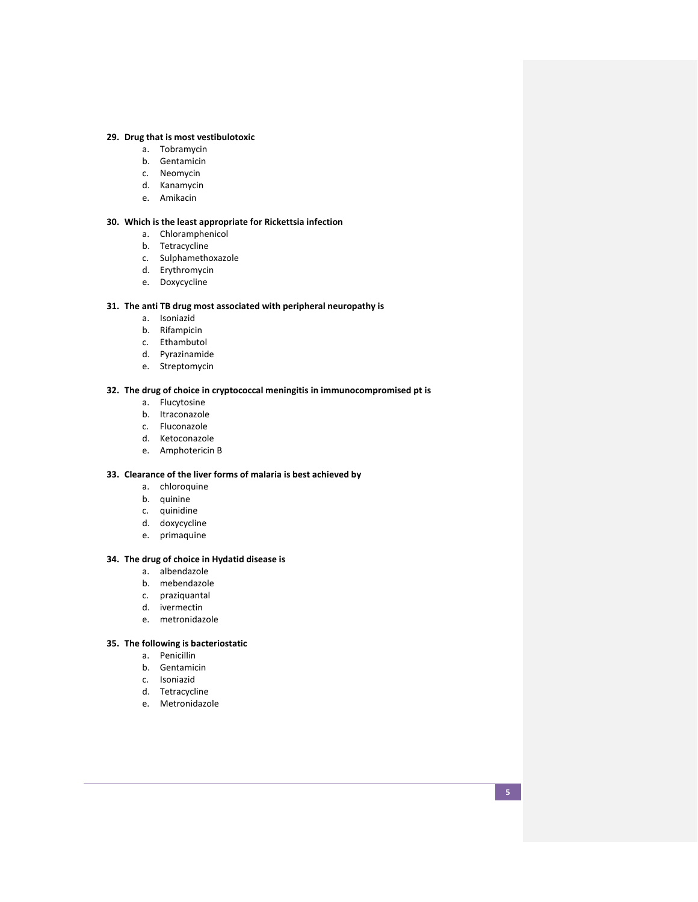**29. Drug that is most vestibulotoxic**

a. Tobramycin
b. Gentamicin
c. Neomycin
d. Kanamycin
e. Amikacin

**30. Which is the least appropriate for Rickettsia infection**

a. Chloramphenicol
b. Tetracycline
c. Sulphamethoxazole
d. Erythromycin
e. Doxycycline

**31. The anti TB drug most associated with peripheral neuropathy is**

a. Isoniazid
b. Rifampicin
c. Ethambutol
d. Pyrazinamide
e. Streptomycin

**32. The drug of choice in cryptococcal meningitis in immunocompromised pt is**

a. Flucytosine
b. Itraconazole
c. Fluconazole
d. Ketoconazole
e. Amphotericin B

**33. Clearance of the liver forms of malaria is best achieved by**

a. chloroquine
b. quinine
c. quinidine
d. doxycycline
e. primaquine

**34. The drug of choice in Hydatid disease is**

a. albendazole
b. mebendazole
c. praziquantal
d. ivermectin
e. metronidazole

**35. The following is bacteriostatic**

a. Penicillin
b. Gentamicin
c. Isoniazid
d. Tetracycline
e. Metronidazole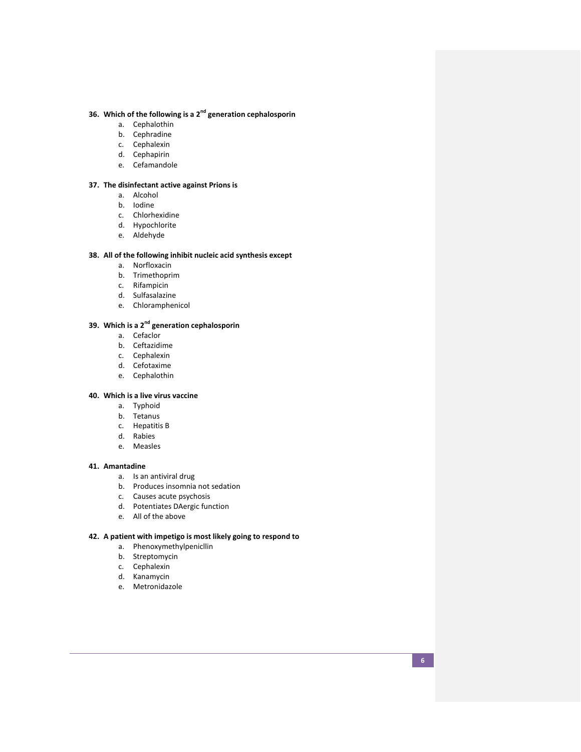**36. Which of the following is a 2[nd] generation cephalosporin**

a. Cephalothin
b. Cephradine
c. Cephalexin
d. Cephapirin
e. Cefamandole

**37. The disinfectant active against Prions is**

a. Alcohol
b. Iodine
c. Chlorhexidine
d. Hypochlorite
e. Aldehyde

**38. All of the following inhibit nucleic acid synthesis except**

a. Norfloxacin
b. Trimethoprim
c. Rifampicin
d. Sulfasalazine
e. Chloramphenicol

**39. Which is a 2[nd] generation cephalosporin**

a. Cefaclor
b. Ceftazidime
c. Cephalexin
d. Cefotaxime
e. Cephalothin

**40. Which is a live virus vaccine**

a. Typhoid
b. Tetanus
c. Hepatitis B
d. Rabies
e. Measles

**41. Amantadine**

a. Is an antiviral drug
b. Produces insomnia not sedation
c. Causes acute psychosis
d. Potentiates DAergic function
e. All of the above

**42. A patient with impetigo is most likely going to respond to**

a. Phenoxymethylpenicllin
b. Streptomycin
c. Cephalexin
d. Kanamycin
e. Metronidazole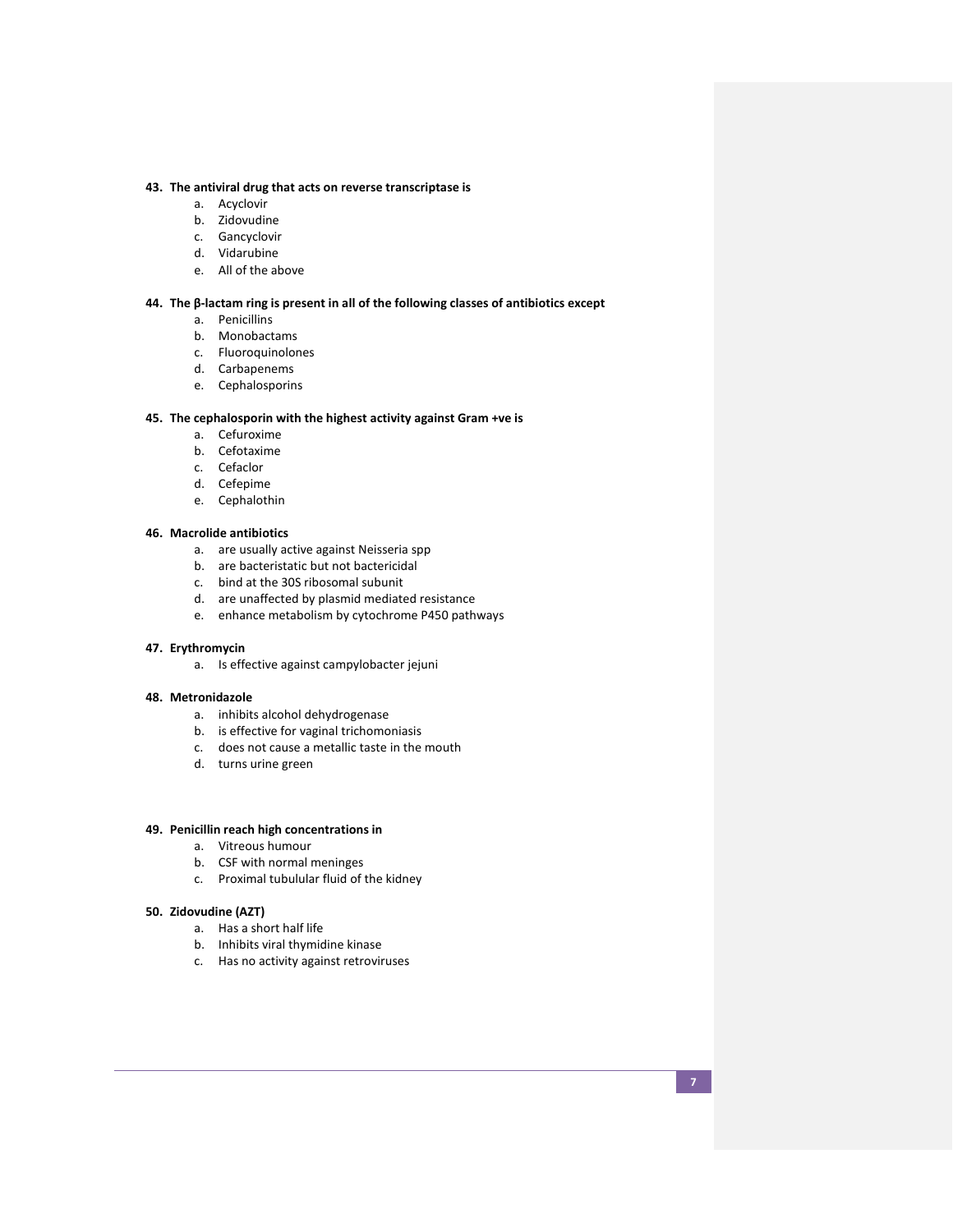**43. The antiviral drug that acts on reverse transcriptase is**

a. Acyclovir
b. Zidovudine
c. Gancyclovir
d. Vidarubine
e. All of the above

**44. The β-lactam ring is present in all of the following classes of antibiotics except**

a. Penicillins
b. Monobactams
c. Fluoroquinolones
d. Carbapenems
e. Cephalosporins

**45. The cephalosporin with the highest activity against Gram +ve is**

a. Cefuroxime
b. Cefotaxime
c. Cefaclor
d. Cefepime
e. Cephalothin

**46. Macrolide antibiotics**

a. are usually active against Neisseria spp
b. are bacteristatic but not bactericidal
c. bind at the 30S ribosomal subunit
d. are unaffected by plasmid mediated resistance
e. enhance metabolism by cytochrome P450 pathways

**47. Erythromycin**

a. Is effective against campylobacter jejuni

**48. Metronidazole**

a. inhibits alcohol dehydrogenase
b. is effective for vaginal trichomoniasis
c. does not cause a metallic taste in the mouth
d. turns urine green

**49. Penicillin reach high concentrations in**

a. Vitreous humour
b. CSF with normal meninges
c. Proximal tubulular fluid of the kidney

**50. Zidovudine (AZT)**

a. Has a short half life
b. Inhibits viral thymidine kinase
c. Has no activity against retroviruses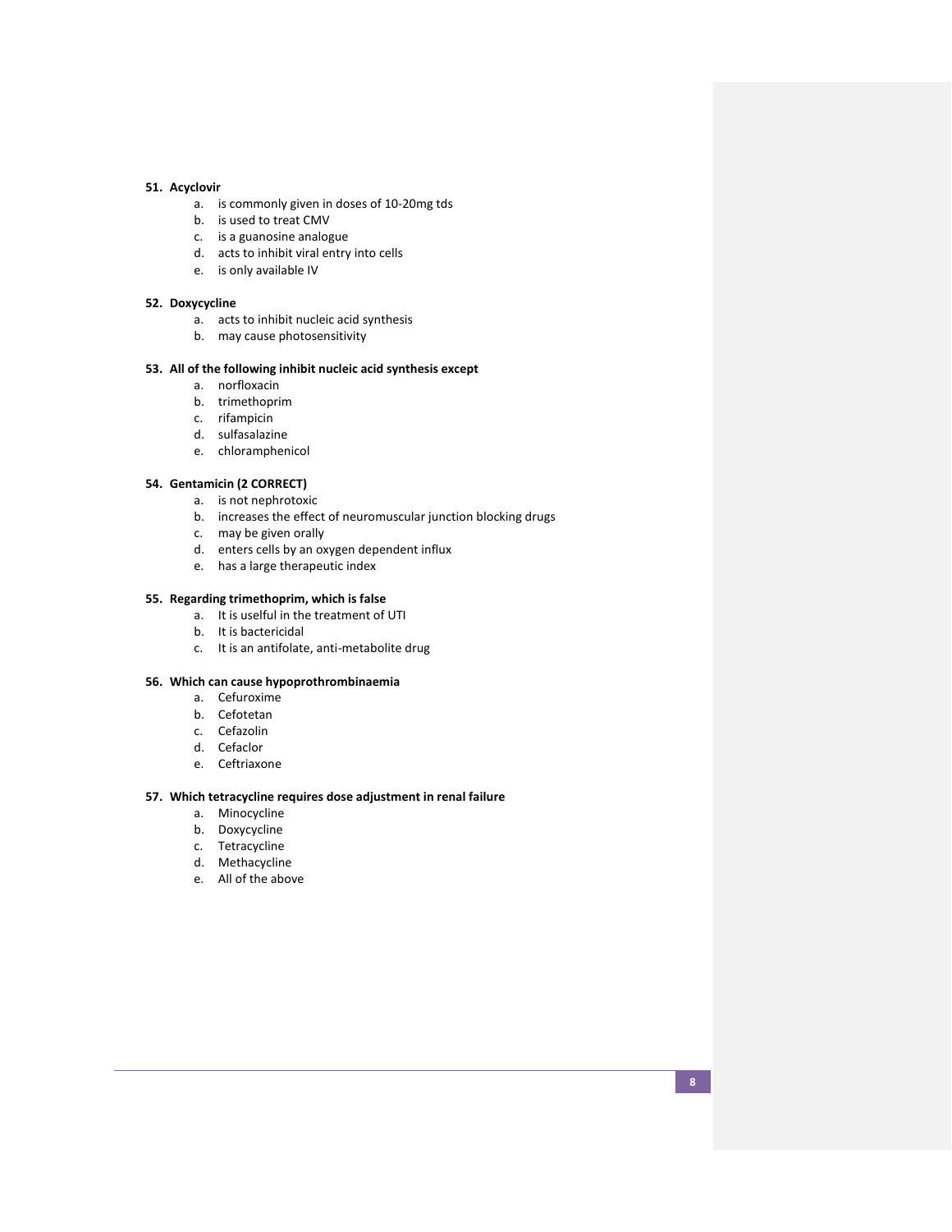**51. Acyclovir**

a. is commonly given in doses of 10-20mg tds
b. is used to treat CMV
c. is a guanosine analogue
d. acts to inhibit viral entry into cells
e. is only available IV

**52. Doxycycline**

a. acts to inhibit nucleic acid synthesis
b. may cause photosensitivity

**53. All of the following inhibit nucleic acid synthesis except**

a. norfloxacin
b. trimethoprim
c. rifampicin
d. sulfasalazine
e. chloramphenicol

**54. Gentamicin (2 CORRECT)**

a. is not nephrotoxic
b. increases the effect of neuromuscular junction blocking drugs
c. may be given orally
d. enters cells by an oxygen dependent influx
e. has a large therapeutic index

**55. Regarding trimethoprim, which is false**

a. It is useful in the treatment of UTI
b. It is bactericidal
c. It is an antifolate, anti-metabolite drug

**56. Which can cause hypoprothrombinaemia**

a. Cefuroxime
b. Cefotetan
c. Cefazolin
d. Cefaclor
e. Ceftriaxone

**57. Which tetracycline requires dose adjustment in renal failure**

a. Minocycline
b. Doxycycline
c. Tetracycline
d. Methacycline
e. All of the above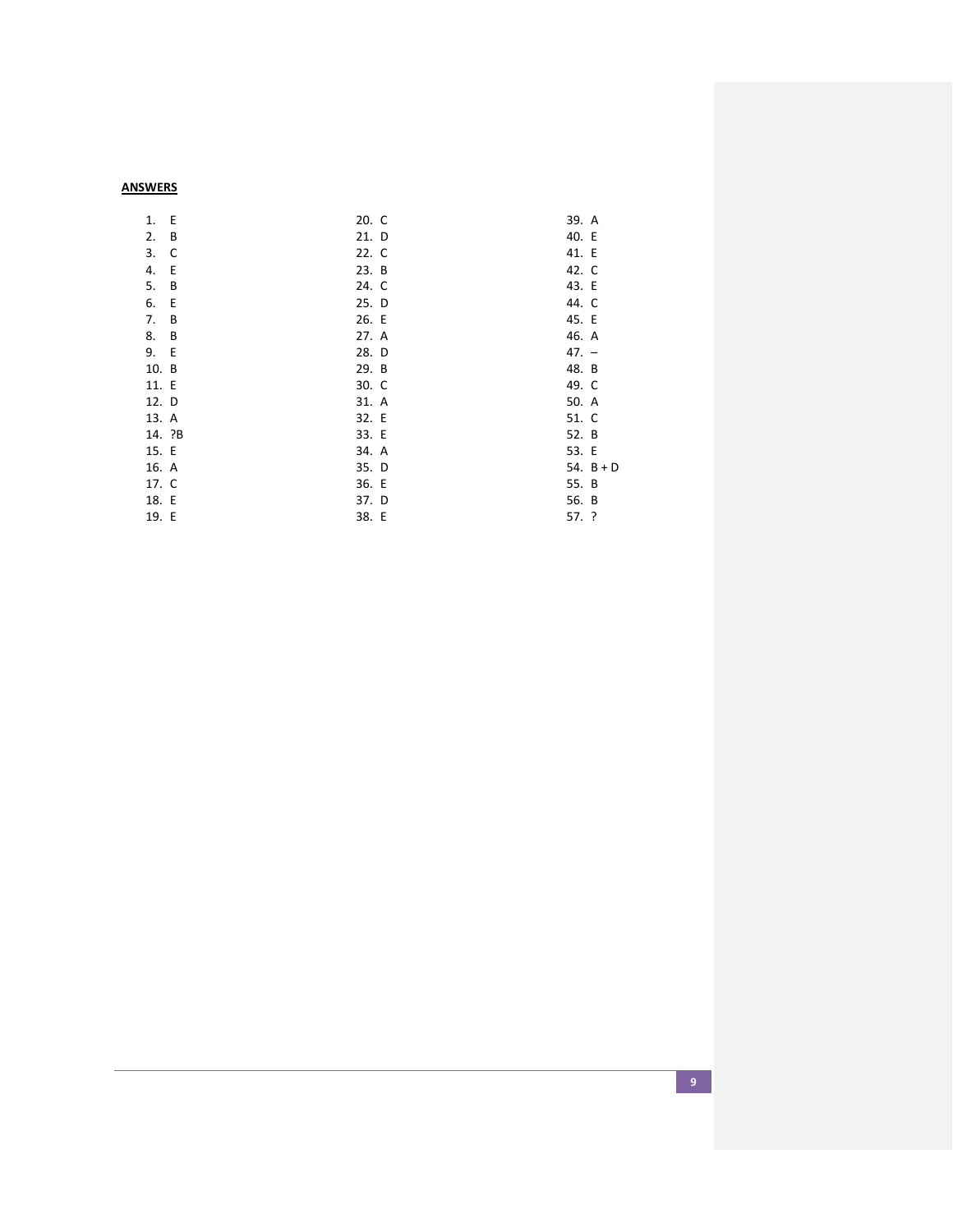**ANSWERS**

1. E
2. B
3. C
4. E
5. B
6. E
7. B
8. B
9. E
10. B
11. E
12. D
13. A
14. ?B
15. E
16. A
17. C
18. E
19. E
20. C
21. D
22. C
23. B
24. C
25. D
26. E
27. A
28. D
29. B
30. C
31. A
32. E
33. E
34. A
35. D
36. E
37. D
38. E
39. A
40. E
41. E
42. C
43. E
44. C
45. E
46. A
47. –
48. B
49. C
50. A
51. C
52. B
53. E
54. B + D
55. B
56. B
57. ?